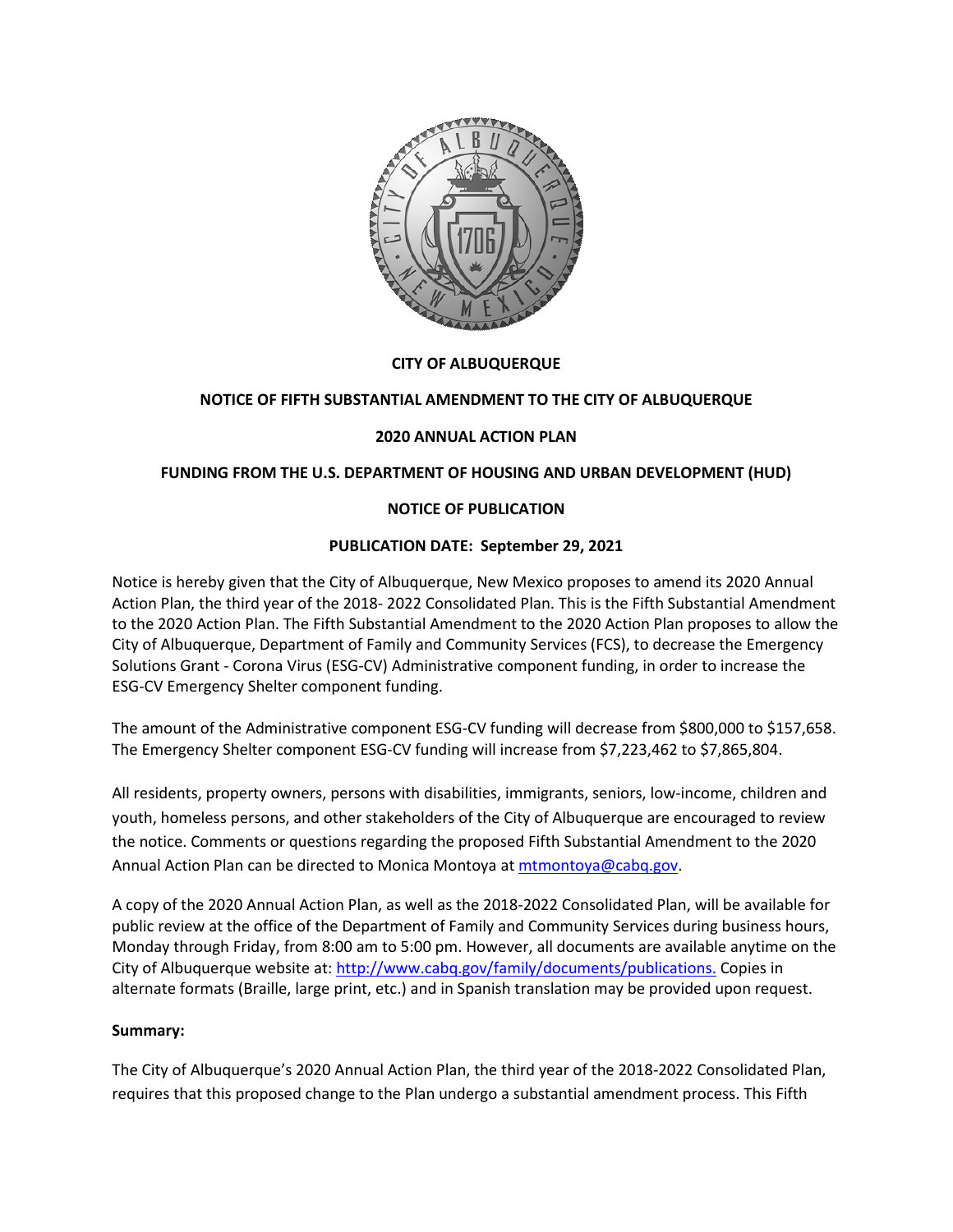**CITY OF ALBUQUERQUE**

**NOTICE OF FIFTH SUBSTANTIAL AMENDMENT TO THE CITY OF ALBUQUERQUE**

**2020 ANNUAL ACTION PLAN**

**FUNDING FROM THE U.S. DEPARTMENT OF HOUSING AND URBAN DEVELOPMENT (HUD)**

**NOTICE OF PUBLICATION**

**PUBLICATION DATE: September 29, 2021**

Notice is hereby given that the City of Albuquerque, New Mexico proposes to amend its 2020 Annual Action Plan, the third year of the 2018- 2022 Consolidated Plan. This is the Fifth Substantial Amendment to the 2020 Action Plan. The Fifth Substantial Amendment to the 2020 Action Plan proposes to allow the City of Albuquerque, Department of Family and Community Services (FCS), to decrease the Emergency Solutions Grant - Corona Virus (ESG-CV) Administrative component funding, in order to increase the ESG-CV Emergency Shelter component funding.

The amount of the Administrative component ESG-CV funding will decrease from $800,000 to $157,658. The Emergency Shelter component ESG-CV funding will increase from $7,223,462 to $7,865,804.

All residents, property owners, persons with disabilities, immigrants, seniors, low-income, children and youth, homeless persons, and other stakeholders of the City of Albuquerque are encouraged to review the notice. Comments or questions regarding the proposed Fifth Substantial Amendment to the 2020 Annual Action Plan can be directed to Monica Montoya at mtmontoya@cabq.gov.

A copy of the 2020 Annual Action Plan, as well as the 2018-2022 Consolidated Plan, will be available for public review at the office of the Department of Family and Community Services during business hours, Monday through Friday, from 8:00 am to 5:00 pm. However, all documents are available anytime on the City of Albuquerque website at: http://www.cabq.gov/family/documents/publications. Copies in alternate formats (Braille, large print, etc.) and in Spanish translation may be provided upon request.

**Summary:**

The City of Albuquerque's 2020 Annual Action Plan, the third year of the 2018-2022 Consolidated Plan, requires that this proposed change to the Plan undergo a substantial amendment process. This Fifth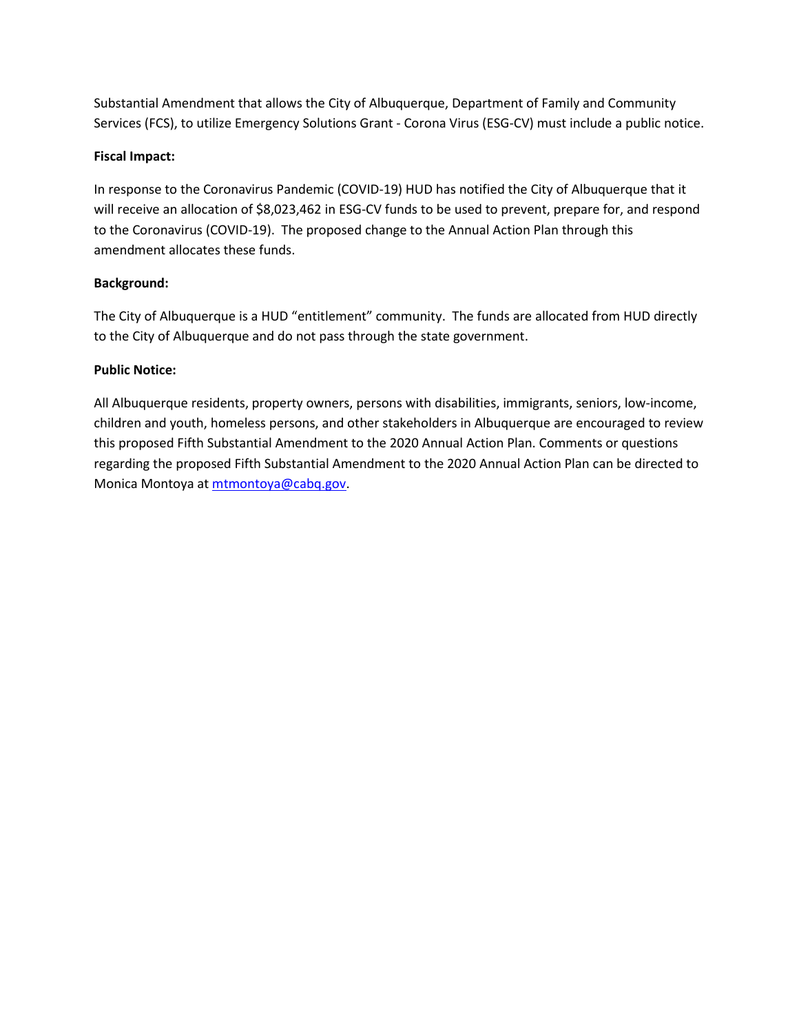Substantial Amendment that allows the City of Albuquerque, Department of Family and Community Services (FCS), to utilize Emergency Solutions Grant - Corona Virus (ESG-CV) must include a public notice.

**Fiscal Impact:**

In response to the Coronavirus Pandemic (COVID-19) HUD has notified the City of Albuquerque that it will receive an allocation of $8,023,462 in ESG-CV funds to be used to prevent, prepare for, and respond to the Coronavirus (COVID-19). The proposed change to the Annual Action Plan through this amendment allocates these funds.

**Background:**

The City of Albuquerque is a HUD "entitlement" community. The funds are allocated from HUD directly to the City of Albuquerque and do not pass through the state government.

**Public Notice:**

All Albuquerque residents, property owners, persons with disabilities, immigrants, seniors, low-income, children and youth, homeless persons, and other stakeholders in Albuquerque are encouraged to review this proposed Fifth Substantial Amendment to the 2020 Annual Action Plan. Comments or questions regarding the proposed Fifth Substantial Amendment to the 2020 Annual Action Plan can be directed to Monica Montoya at mtmontoya@cabq.gov.